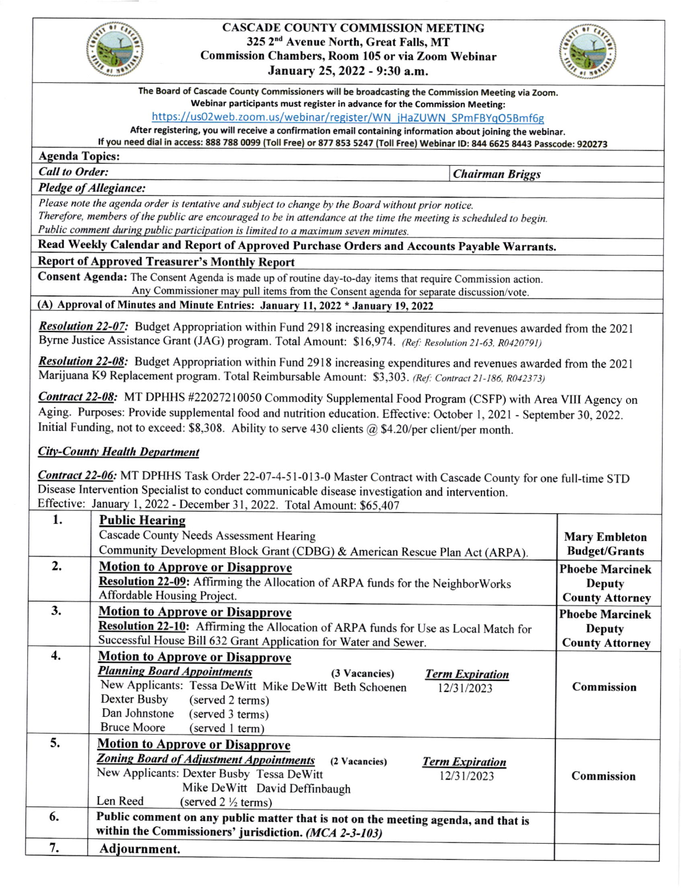# CASCADE COUNTY COMMISSION MEETING

**325 2nd Avenue North, Great Falls, MT**
**Commission Chambers, Room 105 or via Zoom Webinar**
**January 25, 2022 - 9:30 a.m.**

**The Board of Cascade County Commissioners will be broadcasting the Commission Meeting via Zoom.**
**Webinar participants must register in advance for the Commission Meeting:**
https://us02web.zoom.us/webinar/register/WN_jHaZUWN_SPmFBYqO5Bmf6g
**After registering, you will receive a confirmation email containing information about joining the webinar.**
**If you need dial in access: 888 788 0099 (Toll Free) or 877 853 5247 (Toll Free) Webinar ID: 844 6625 8443 Passcode: 920273**

**Agenda Topics:**

***Call to Order:*** ***Chairman Briggs***

***Pledge of Allegiance:***

*Please note the agenda order is tentative and subject to change by the Board without prior notice.*
*Therefore, members of the public are encouraged to be in attendance at the time the meeting is scheduled to begin.*
*Public comment during public participation is limited to a maximum seven minutes.*

**Read Weekly Calendar and Report of Approved Purchase Orders and Accounts Payable Warrants.**

**Report of Approved Treasurer's Monthly Report**

**Consent Agenda:** The Consent Agenda is made up of routine day-to-day items that require Commission action. Any Commissioner may pull items from the Consent agenda for separate discussion/vote.

**(A) Approval of Minutes and Minute Entries: January 11, 2022 * January 19, 2022**

***Resolution 22-07:*** Budget Appropriation within Fund 2918 increasing expenditures and revenues awarded from the 2021 Byrne Justice Assistance Grant (JAG) program. Total Amount: $16,974. *(Ref: Resolution 21-63, R0420791)*

***Resolution 22-08:*** Budget Appropriation within Fund 2918 increasing expenditures and revenues awarded from the 2021 Marijuana K9 Replacement program. Total Reimbursable Amount: $3,303. *(Ref: Contract 21-186, R042373)*

***Contract 22-08:*** MT DPHHS #22027210050 Commodity Supplemental Food Program (CSFP) with Area VIII Agency on Aging. Purposes: Provide supplemental food and nutrition education. Effective: October 1, 2021 - September 30, 2022. Initial Funding, not to exceed: $8,308. Ability to serve 430 clients @ $4.20/per client/per month.

***City-County Health Department***

***Contract 22-06:*** MT DPHHS Task Order 22-07-4-51-013-0 Master Contract with Cascade County for one full-time STD Disease Intervention Specialist to conduct communicable disease investigation and intervention. Effective: January 1, 2022 - December 31, 2022. Total Amount: $65,407

| | | |
|---|---|---|
| 1. | **Public Hearing**<br>Cascade County Needs Assessment Hearing<br>Community Development Block Grant (CDBG) & American Rescue Plan Act (ARPA). | **Mary Embleton Budget/Grants** |
| 2. | **Motion to Approve or Disapprove**<br>**Resolution 22-09:** Affirming the Allocation of ARPA funds for the NeighborWorks Affordable Housing Project. | **Phoebe Marcinek Deputy County Attorney** |
| 3. | **Motion to Approve or Disapprove**<br>**Resolution 22-10:** Affirming the Allocation of ARPA funds for Use as Local Match for Successful House Bill 632 Grant Application for Water and Sewer. | **Phoebe Marcinek Deputy County Attorney** |
| 4. | **Motion to Approve or Disapprove**<br>***Planning Board Appointments*** **(3 Vacancies)** ***Term Expiration*** 12/31/2023<br>New Applicants: Tessa DeWitt Mike DeWitt Beth Schoenen<br>Dexter Busby (served 2 terms)<br>Dan Johnstone (served 3 terms)<br>Bruce Moore (served 1 term) | **Commission** |
| 5. | **Motion to Approve or Disapprove**<br>***Zoning Board of Adjustment Appointments*** **(2 Vacancies)** ***Term Expiration*** 12/31/2023<br>New Applicants: Dexter Busby Tessa DeWitt Mike DeWitt David Deffinbaugh<br>Len Reed (served 2 ½ terms) | **Commission** |
| 6. | **Public comment on any public matter that is not on the meeting agenda, and that is within the Commissioners' jurisdiction.** ***(MCA 2-3-103)*** | |
| 7. | **Adjournment.** | |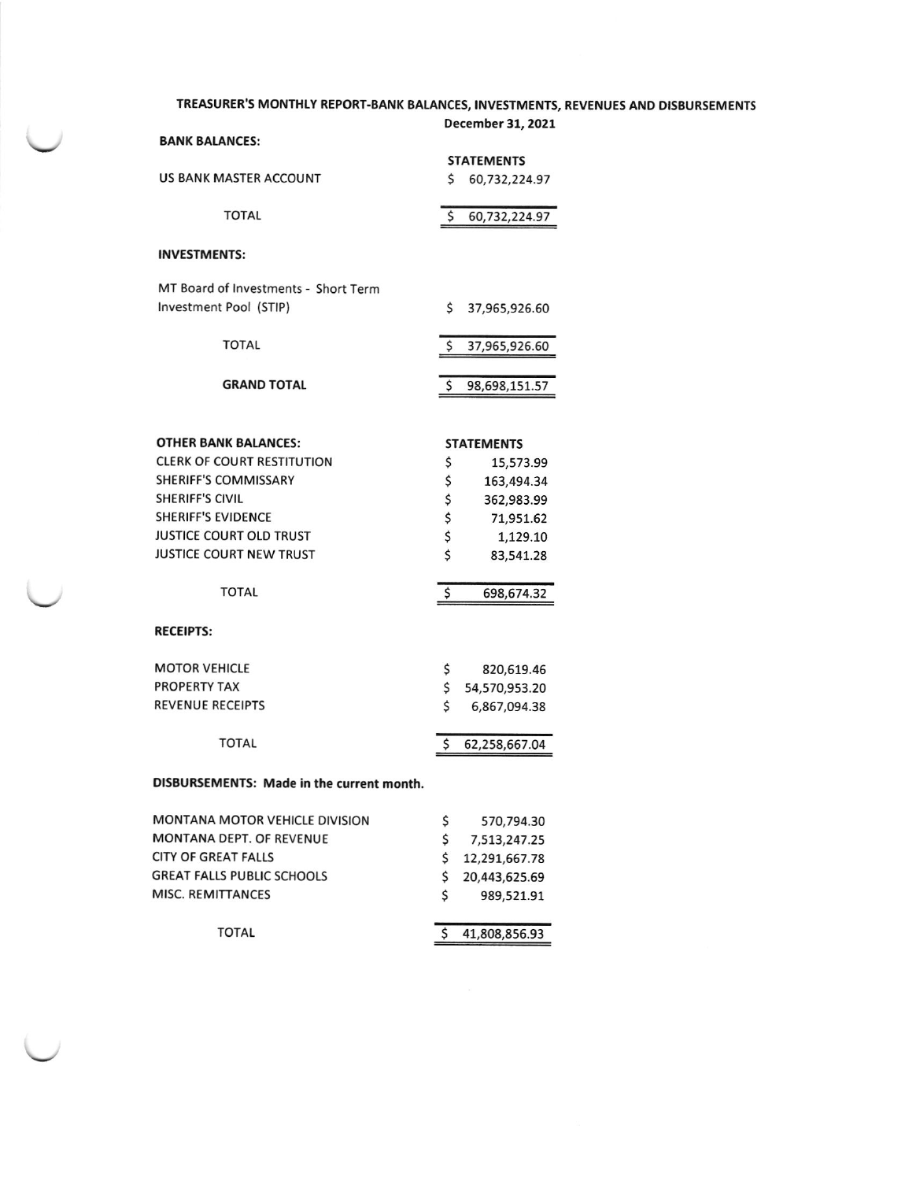## TREASURER'S MONTHLY REPORT-BANK BALANCES, INVESTMENTS, REVENUES AND DISBURSEMENTS

December 31, 2021

**BANK BALANCES:**

| | STATEMENTS |
|---|---|
| US BANK MASTER ACCOUNT | $ 60,732,224.97 |
| TOTAL | $ 60,732,224.97 |

**INVESTMENTS:**

| | |
|---|---|
| MT Board of Investments - Short Term Investment Pool (STIP) | $ 37,965,926.60 |
| TOTAL | $ 37,965,926.60 |
| **GRAND TOTAL** | $ 98,698,151.57 |

| OTHER BANK BALANCES: | STATEMENTS |
|---|---|
| CLERK OF COURT RESTITUTION | $ 15,573.99 |
| SHERIFF'S COMMISSARY | $ 163,494.34 |
| SHERIFF'S CIVIL | $ 362,983.99 |
| SHERIFF'S EVIDENCE | $ 71,951.62 |
| JUSTICE COURT OLD TRUST | $ 1,129.10 |
| JUSTICE COURT NEW TRUST | $ 83,541.28 |
| TOTAL | $ 698,674.32 |

**RECEIPTS:**

| | |
|---|---|
| MOTOR VEHICLE | $ 820,619.46 |
| PROPERTY TAX | $ 54,570,953.20 |
| REVENUE RECEIPTS | $ 6,867,094.38 |
| TOTAL | $ 62,258,667.04 |

**DISBURSEMENTS: Made in the current month.**

| | |
|---|---|
| MONTANA MOTOR VEHICLE DIVISION | $ 570,794.30 |
| MONTANA DEPT. OF REVENUE | $ 7,513,247.25 |
| CITY OF GREAT FALLS | $ 12,291,667.78 |
| GREAT FALLS PUBLIC SCHOOLS | $ 20,443,625.69 |
| MISC. REMITTANCES | $ 989,521.91 |
| TOTAL | $ 41,808,856.93 |